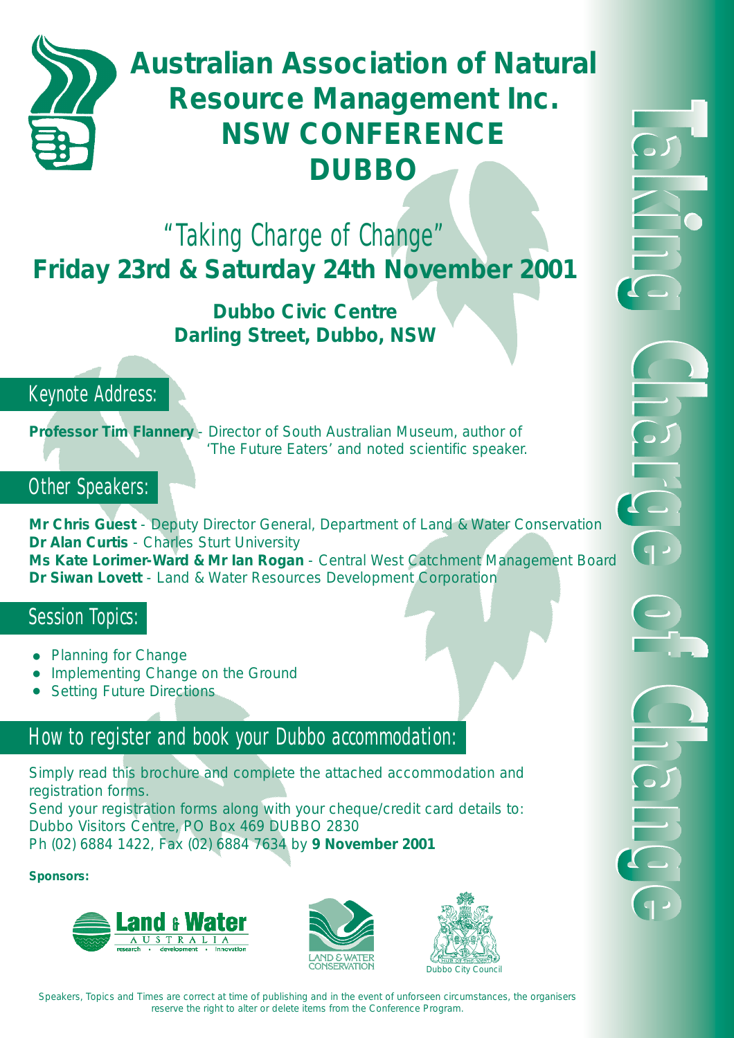# Australian Association of Natural Resource Management Inc.
# NSW CONFERENCE
# DUBBO

## *"Taking Charge of Change"*

## Friday 23rd & Saturday 24th November 2001

**Dubbo Civic Centre**
**Darling Street, Dubbo, NSW**

### Keynote Address:

**Professor Tim Flannery** - Director of South Australian Museum, author of 'The Future Eaters' and noted scientific speaker.

### Other Speakers:

**Mr Chris Guest** - Deputy Director General, Department of Land & Water Conservation
**Dr Alan Curtis** - Charles Sturt University
**Ms Kate Lorimer-Ward & Mr Ian Rogan** - Central West Catchment Management Board
**Dr Siwan Lovett** - Land & Water Resources Development Corporation

### Session Topics:

- Planning for Change
- Implementing Change on the Ground
- Setting Future Directions

### How to register and book your Dubbo accommodation:

Simply read this brochure and complete the attached accommodation and registration forms.
Send your registration forms along with your cheque/credit card details to:
Dubbo Visitors Centre, PO Box 469 DUBBO 2830
Ph (02) 6884 1422, Fax (02) 6884 7634 by **9 November 2001**

**Sponsors:**

Land & Water Australia — research • development • innovation
Land & Water Conservation
Dubbo City Council

Taking Charge of Change

Speakers, Topics and Times are correct at time of publishing and in the event of unforseen circumstances, the organisers reserve the right to alter or delete items from the Conference Program.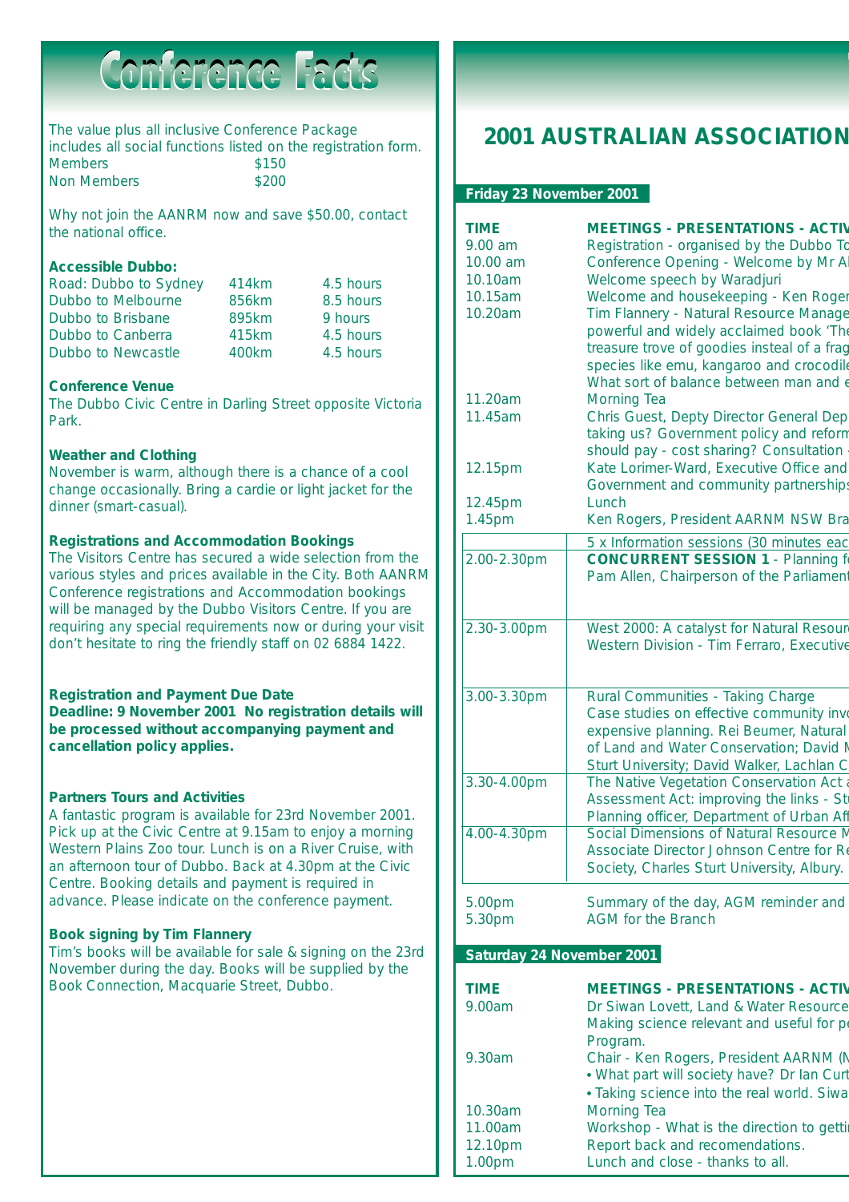# Conference Facts

The value plus all inclusive Conference Package includes all social functions listed on the registration form.

| | |
|---|---|
| Members | $150 |
| Non Members | $200 |

Why not join the AANRM now and save $50.00, contact the national office.

**Accessible Dubbo:**

| | | |
|---|---|---|
| Road: Dubbo to Sydney | 414km | 4.5 hours |
| Dubbo to Melbourne | 856km | 8.5 hours |
| Dubbo to Brisbane | 895km | 9 hours |
| Dubbo to Canberra | 415km | 4.5 hours |
| Dubbo to Newcastle | 400km | 4.5 hours |

**Conference Venue**

The Dubbo Civic Centre in Darling Street opposite Victoria Park.

**Weather and Clothing**

November is warm, although there is a chance of a cool change occasionally. Bring a cardie or light jacket for the dinner (smart-casual).

**Registrations and Accommodation Bookings**

The Visitors Centre has secured a wide selection from the various styles and prices available in the City. Both AANRM Conference registrations and Accommodation bookings will be managed by the Dubbo Visitors Centre. If you are requiring any special requirements now or during your visit don't hesitate to ring the friendly staff on 02 6884 1422.

**Registration and Payment Due Date**

**Deadline: 9 November 2001 No registration details will be processed without accompanying payment and cancellation policy applies.**

**Partners Tours and Activities**

A fantastic program is available for 23rd November 2001. Pick up at the Civic Centre at 9.15am to enjoy a morning Western Plains Zoo tour. Lunch is on a River Cruise, with an afternoon tour of Dubbo. Back at 4.30pm at the Civic Centre. Booking details and payment is required in advance. Please indicate on the conference payment.

**Book signing by Tim Flannery**

Tim's books will be available for sale & signing on the 23rd November during the day. Books will be supplied by the Book Connection, Macquarie Street, Dubbo.

## 2001 AUSTRALIAN ASSOCIATION

**Friday 23 November 2001**

| TIME | MEETINGS - PRESENTATIONS - ACTIV |
|---|---|
| 9.00 am | Registration - organised by the Dubbo To |
| 10.00 am | Conference Opening - Welcome by Mr A |
| 10.10am | Welcome speech by Waradjuri |
| 10.15am | Welcome and housekeeping - Ken Roger |
| 10.20am | Tim Flannery - Natural Resource Manage powerful and widely acclaimed book 'The treasure trove of goodies insteal of a frag species like emu, kangaroo and crocodile What sort of balance between man and e |
| 11.20am | Morning Tea |
| 11.45am | Chris Guest, Depty Director General Dep taking us? Government policy and reform should pay - cost sharing? Consultation |
| 12.15pm | Kate Lorimer-Ward, Executive Office and Government and community partnerships |
| 12.45pm | Lunch |
| 1.45pm | Ken Rogers, President AARNM NSW Bra |
| | 5 x Information sessions (30 minutes eac |
| 2.00-2.30pm | **CONCURRENT SESSION 1** - Planning f Pam Allen, Chairperson of the Parliament |
| 2.30-3.00pm | West 2000: A catalyst for Natural Resour Western Division - Tim Ferraro, Executive |
| 3.00-3.30pm | Rural Communities - Taking Charge Case studies on effective community invo expensive planning. Rei Beumer, Natural of Land and Water Conservation; David M Sturt University; David Walker, Lachlan C |
| 3.30-4.00pm | The Native Vegetation Conservation Act Assessment Act: improving the links - St Planning officer, Department of Urban Af |
| 4.00-4.30pm | Social Dimensions of Natural Resource M Associate Director Johnson Centre for Re Society, Charles Sturt University, Albury. |
| 5.00pm | Summary of the day, AGM reminder and |
| 5.30pm | AGM for the Branch |

**Saturday 24 November 2001**

| TIME | MEETINGS - PRESENTATIONS - ACTIV |
|---|---|
| 9.00am | Dr Siwan Lovett, Land & Water Resource Making science relevant and useful for pe Program. |
| 9.30am | Chair - Ken Rogers, President AARNM (N • What part will society have? Dr Ian Curt • Taking science into the real world. Siwa |
| 10.30am | Morning Tea |
| 11.00am | Workshop - What is the direction to getti |
| 12.10pm | Report back and recomendations. |
| 1.00pm | Lunch and close - thanks to all. |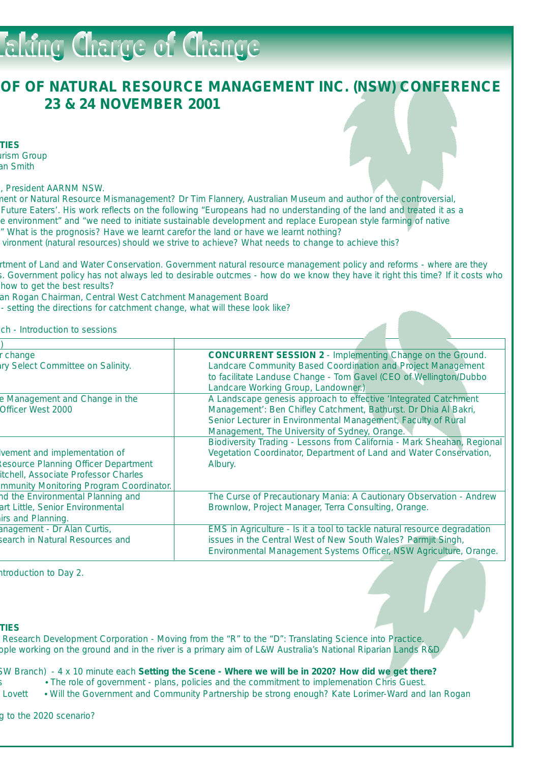# Taking Charge of Change

## OF OF NATURAL RESOURCE MANAGEMENT INC. (NSW) CONFERENCE 23 & 24 NOVEMBER 2001

**TIES**

urism Group
an Smith

, President AARNM NSW.

nent or Natural Resource Mismanagement? Dr Tim Flannery, Australian Museum and author of the controversial, Future Eaters'. His work reflects on the following "Europeans had no understanding of the land and treated it as a e environment" and "we need to initiate sustainable development and replace European style farming of native " What is the prognosis? Have we learnt carefor the land or have we learnt nothing?
vironment (natural resources) should we strive to achieve? What needs to change to achieve this?

rtment of Land and Water Conservation. Government natural resource management policy and reforms - where are they s. Government policy has not always led to desirable outcmes - how do we know they have it right this time? If it costs who how to get the best results?
an Rogan Chairman, Central West Catchment Management Board
- setting the directions for catchment change, what will these look like?

ch - Introduction to sessions

| ) | |
|---|---|
| r change<br>ry Select Committee on Salinity. | **CONCURRENT SESSION 2** - Implementing Change on the Ground.<br>Landcare Community Based Coordination and Project Management to facilitate Landuse Change - Tom Gavel (CEO of Wellington/Dubbo Landcare Working Group, Landowner.) |
| e Management and Change in the<br>Officer West 2000 | A Landscape genesis approach to effective 'Integrated Catchment Management': Ben Chifley Catchment, Bathurst. Dr Dhia Al Bakri, Senior Lecturer in Environmental Management, Faculty of Rural Management, The University of Sydney, Orange. |
| lvement and implementation of<br>Resource Planning Officer Department<br>itchell, Associate Professor Charles<br>mmunity Monitoring Program Coordinator. | Biodiversity Trading - Lessons from California - Mark Sheahan, Regional Vegetation Coordinator, Department of Land and Water Conservation, Albury. |
| nd the Environmental Planning and<br>art Little, Senior Environmental<br>irs and Planning. | The Curse of Precautionary Mania: A Cautionary Observation - Andrew Brownlow, Project Manager, Terra Consulting, Orange. |
| anagement - Dr Alan Curtis,<br>search in Natural Resources and | EMS in Agriculture - Is it a tool to tackle natural resource degradation issues in the Central West of New South Wales? Parmjit Singh, Environmental Management Systems Officer, NSW Agriculture, Orange. |

ntroduction to Day 2.

**TIES**

Research Development Corporation - Moving from the "R" to the "D": Translating Science into Practice.
ople working on the ground and in the river is a primary aim of L&W Australia's National Riparian Lands R&D

SW Branch) - 4 x 10 minute each **Setting the Scene - Where we will be in 2020? How did we get there?**

s • The role of government - plans, policies and the commitment to implemenation Chris Guest.
Lovett • Will the Government and Community Partnership be strong enough? Kate Lorimer-Ward and Ian Rogan

g to the 2020 scenario?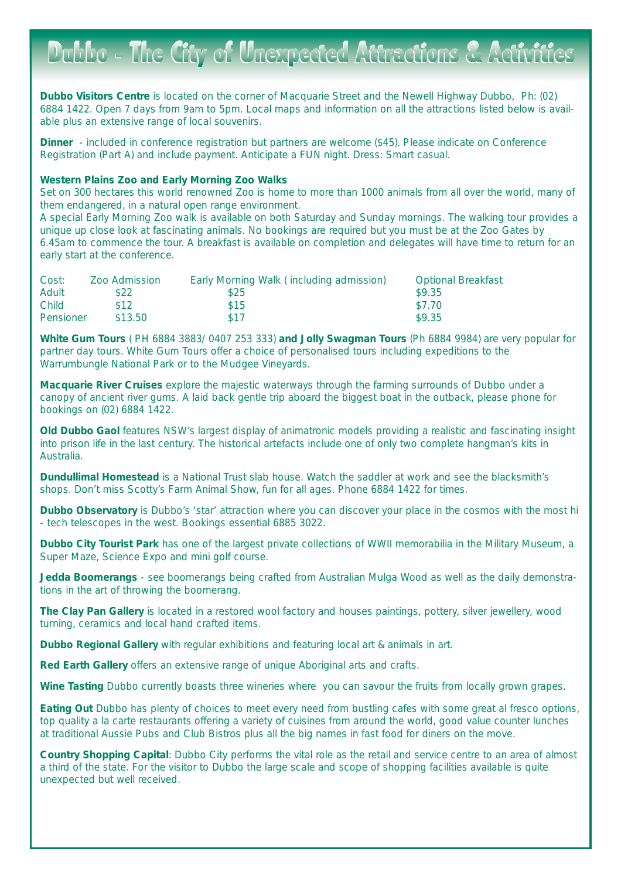# Dubbo - The City of Unexpected Attractions & Activities

**Dubbo Visitors Centre** is located on the corner of Macquarie Street and the Newell Highway Dubbo, Ph: (02) 6884 1422. Open 7 days from 9am to 5pm. Local maps and information on all the attractions listed below is available plus an extensive range of local souvenirs.

**Dinner** - included in conference registration but partners are welcome ($45). Please indicate on Conference Registration (Part A) and include payment. Anticipate a FUN night. Dress: Smart casual.

**Western Plains Zoo and Early Morning Zoo Walks**
Set on 300 hectares this world renowned Zoo is home to more than 1000 animals from all over the world, many of them endangered, in a natural open range environment.
A special Early Morning Zoo walk is available on both Saturday and Sunday mornings. The walking tour provides a unique up close look at fascinating animals. No bookings are required but you must be at the Zoo Gates by 6.45am to commence the tour. A breakfast is available on completion and delegates will have time to return for an early start at the conference.

| Cost: | Zoo Admission | Early Morning Walk ( including admission) | Optional Breakfast |
|---|---|---|---|
| Adult | $22 | $25 | $9.35 |
| Child | $12 | $15 | $7.70 |
| Pensioner | $13.50 | $17 | $9.35 |

**White Gum Tours** ( PH 6884 3883/ 0407 253 333) **and Jolly Swagman Tours** (Ph 6884 9984) are very popular for partner day tours. White Gum Tours offer a choice of personalised tours including expeditions to the Warrumbungle National Park or to the Mudgee Vineyards.

**Macquarie River Cruises** explore the majestic waterways through the farming surrounds of Dubbo under a canopy of ancient river gums. A laid back gentle trip aboard the biggest boat in the outback, please phone for bookings on (02) 6884 1422.

**Old Dubbo Gaol** features NSW's largest display of animatronic models providing a realistic and fascinating insight into prison life in the last century. The historical artefacts include one of only two complete hangman's kits in Australia.

**Dundullimal Homestead** is a National Trust slab house. Watch the saddler at work and see the blacksmith's shops. Don't miss Scotty's Farm Animal Show, fun for all ages. Phone 6884 1422 for times.

**Dubbo Observatory** is Dubbo's 'star' attraction where you can discover your place in the cosmos with the most hi - tech telescopes in the west. Bookings essential 6885 3022.

**Dubbo City Tourist Park** has one of the largest private collections of WWII memorabilia in the Military Museum, a Super Maze, Science Expo and mini golf course.

**Jedda Boomerangs** - see boomerangs being crafted from Australian Mulga Wood as well as the daily demonstrations in the art of throwing the boomerang.

**The Clay Pan Gallery** is located in a restored wool factory and houses paintings, pottery, silver jewellery, wood turning, ceramics and local hand crafted items.

**Dubbo Regional Gallery** with regular exhibitions and featuring local art & animals in art.

**Red Earth Gallery** offers an extensive range of unique Aboriginal arts and crafts.

**Wine Tasting** Dubbo currently boasts three wineries where you can savour the fruits from locally grown grapes.

**Eating Out** Dubbo has plenty of choices to meet every need from bustling cafes with some great al fresco options, top quality a la carte restaurants offering a variety of cuisines from around the world, good value counter lunches at traditional Aussie Pubs and Club Bistros plus all the big names in fast food for diners on the move.

**Country Shopping Capital**: Dubbo City performs the vital role as the retail and service centre to an area of almost a third of the state. For the visitor to Dubbo the large scale and scope of shopping facilities available is quite unexpected but well received.